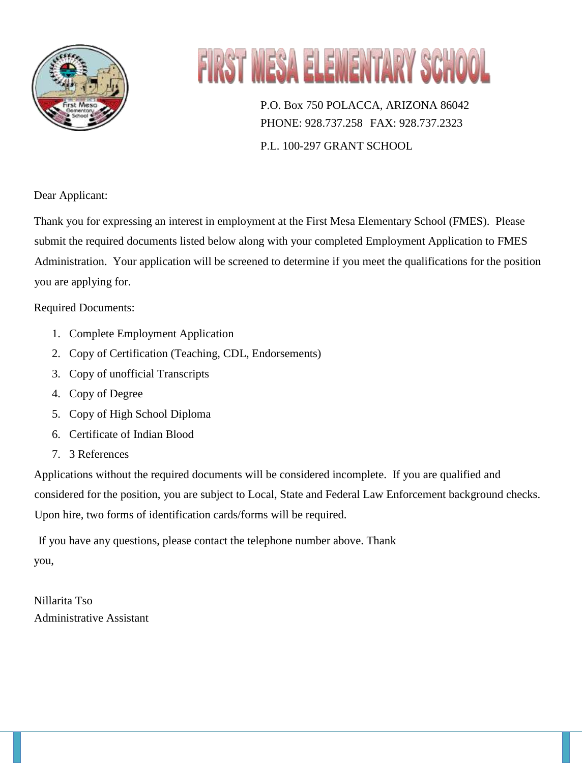# FIRST MESA ELEMENTARY SCHOOL

P.O. Box 750 POLACCA, ARIZONA 86042
PHONE: 928.737.258 FAX: 928.737.2323

P.L. 100-297 GRANT SCHOOL

Dear Applicant:

Thank you for expressing an interest in employment at the First Mesa Elementary School (FMES). Please submit the required documents listed below along with your completed Employment Application to FMES Administration. Your application will be screened to determine if you meet the qualifications for the position you are applying for.

Required Documents:

1. Complete Employment Application
2. Copy of Certification (Teaching, CDL, Endorsements)
3. Copy of unofficial Transcripts
4. Copy of Degree
5. Copy of High School Diploma
6. Certificate of Indian Blood
7. 3 References

Applications without the required documents will be considered incomplete. If you are qualified and considered for the position, you are subject to Local, State and Federal Law Enforcement background checks. Upon hire, two forms of identification cards/forms will be required.

If you have any questions, please contact the telephone number above. Thank you,

Nillarita Tso
Administrative Assistant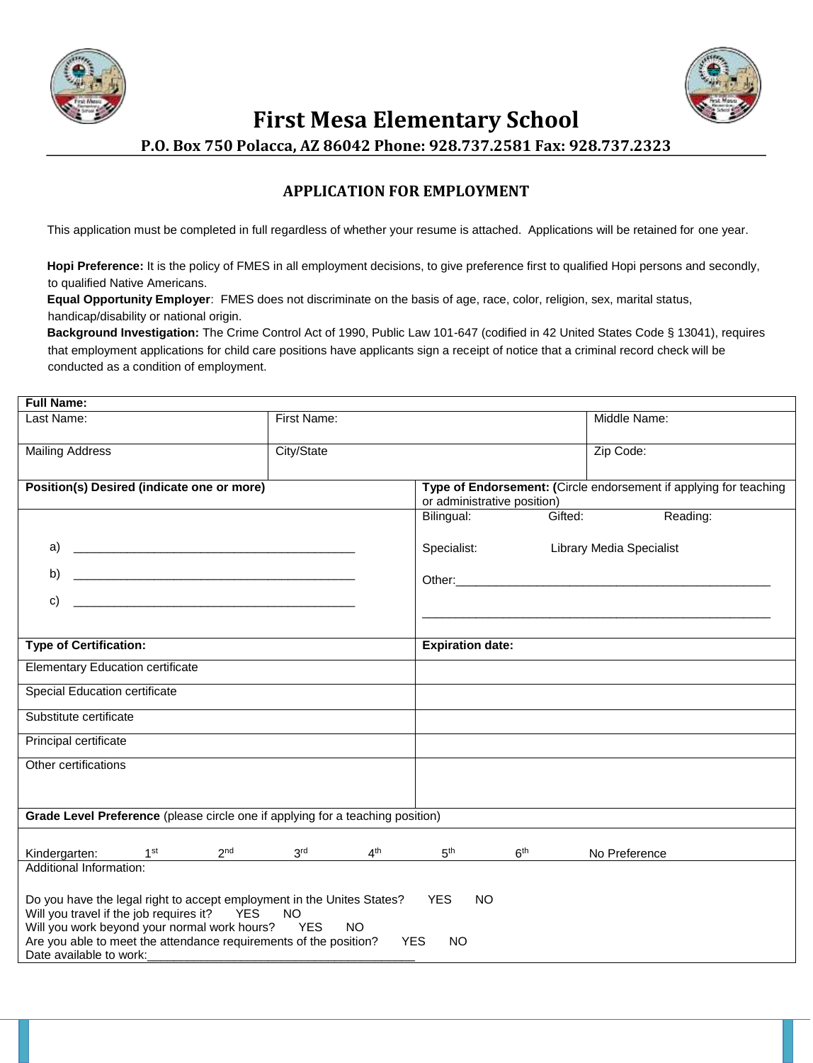# First Mesa Elementary School

**P.O. Box 750 Polacca, AZ 86042 Phone: 928.737.2581 Fax: 928.737.2323**

## APPLICATION FOR EMPLOYMENT

This application must be completed in full regardless of whether your resume is attached. Applications will be retained for one year.

**Hopi Preference:** It is the policy of FMES in all employment decisions, to give preference first to qualified Hopi persons and secondly, to qualified Native Americans.

**Equal Opportunity Employer**: FMES does not discriminate on the basis of age, race, color, religion, sex, marital status, handicap/disability or national origin.

**Background Investigation:** The Crime Control Act of 1990, Public Law 101-647 (codified in 42 United States Code § 13041), requires that employment applications for child care positions have applicants sign a receipt of notice that a criminal record check will be conducted as a condition of employment.

| **Full Name:** | | |
|---|---|---|
| Last Name: | First Name: | Middle Name: |
| Mailing Address | City/State | Zip Code: |

| **Position(s) Desired (indicate one or more)** | **Type of Endorsement: (**Circle endorsement if applying for teaching or administrative position) |
|---|---|
| a) ___________________________________________<br>b) ___________________________________________<br>c) ___________________________________________ | Bilingual: Gifted: Reading:<br>Specialist: Library Media Specialist<br>Other:_________________________________________________<br>_____________________________________________________ |
| **Type of Certification:** | **Expiration date:** |
| Elementary Education certificate | |
| Special Education certificate | |
| Substitute certificate | |
| Principal certificate | |
| Other certifications | |

**Grade Level Preference** (please circle one if applying for a teaching position)

Kindergarten: 1st 2nd 3rd 4th 5th 6th No Preference

Additional Information:

Do you have the legal right to accept employment in the Unites States? YES NO
Will you travel if the job requires it? YES NO
Will you work beyond your normal work hours? YES NO
Are you able to meet the attendance requirements of the position? YES NO
Date available to work:_______________________________________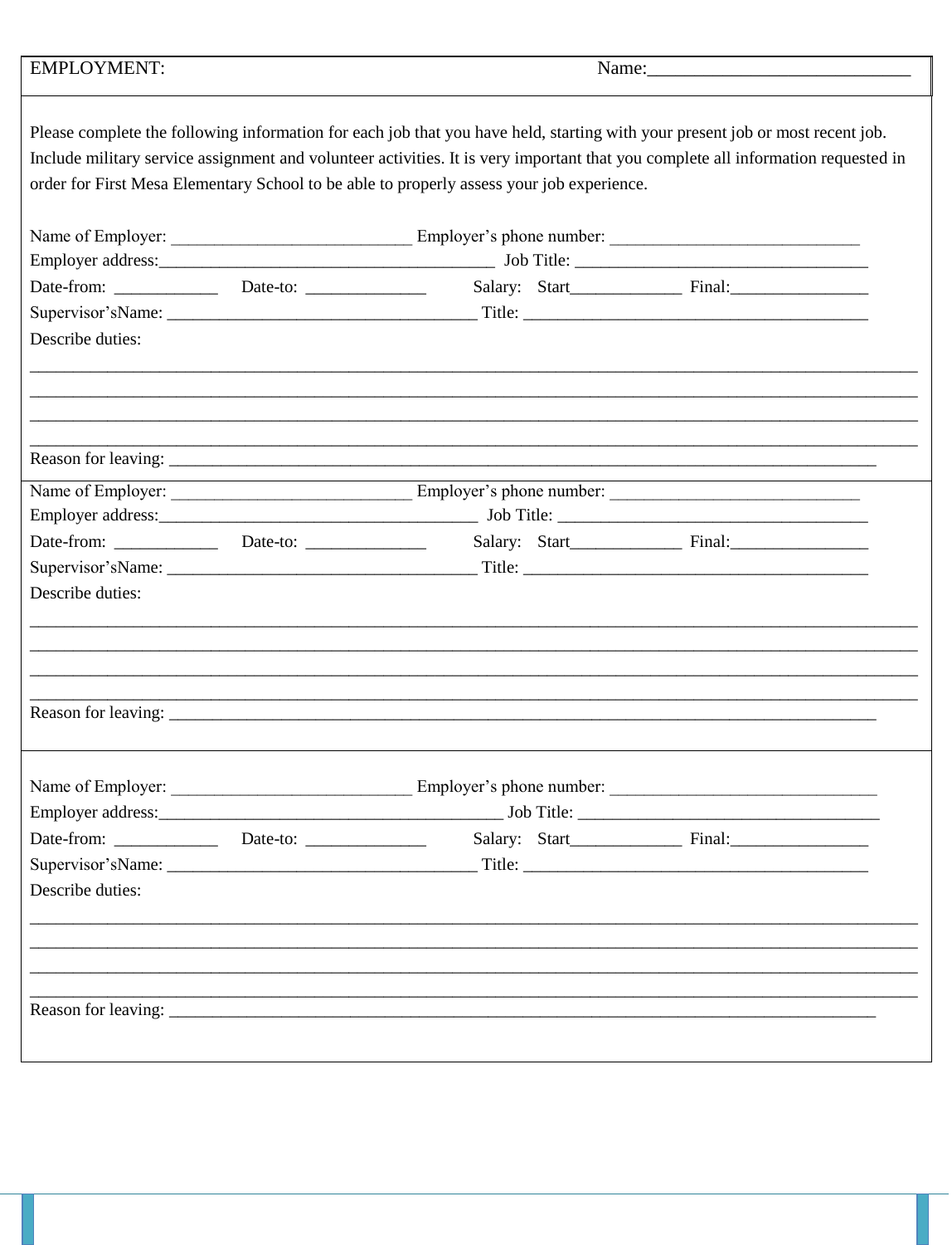EMPLOYMENT: Name:_____________________________

Please complete the following information for each job that you have held, starting with your present job or most recent job. Include military service assignment and volunteer activities. It is very important that you complete all information requested in order for First Mesa Elementary School to be able to properly assess your job experience.

Name of Employer: ___________________________ Employer's phone number: ____________________________

Employer address:_______________________________________ Job Title: __________________________________

Date-from: ___________ Date-to: _____________ Salary: Start____________ Final:________________

Supervisor'sName: ___________________________________ Title: _______________________________________

Describe duties:

_____________________________________________________________________________________________________

_____________________________________________________________________________________________________

_____________________________________________________________________________________________________

_____________________________________________________________________________________________________

Reason for leaving: ________________________________________________________________________________

---

Name of Employer: ___________________________ Employer's phone number: ____________________________

Employer address:____________________________________ Job Title: ____________________________________

Date-from: ___________ Date-to: _____________ Salary: Start____________ Final:________________

Supervisor'sName: ___________________________________ Title: _______________________________________

Describe duties:

_____________________________________________________________________________________________________

_____________________________________________________________________________________________________

_____________________________________________________________________________________________________

_____________________________________________________________________________________________________

Reason for leaving: ________________________________________________________________________________

---

Name of Employer: ___________________________ Employer's phone number: ______________________________

Employer address:_________________________________________ Job Title: __________________________________

Date-from: ___________ Date-to: _____________ Salary: Start____________ Final:________________

Supervisor'sName: ___________________________________ Title: _______________________________________

Describe duties:

_____________________________________________________________________________________________________

_____________________________________________________________________________________________________

_____________________________________________________________________________________________________

_____________________________________________________________________________________________________

Reason for leaving: ________________________________________________________________________________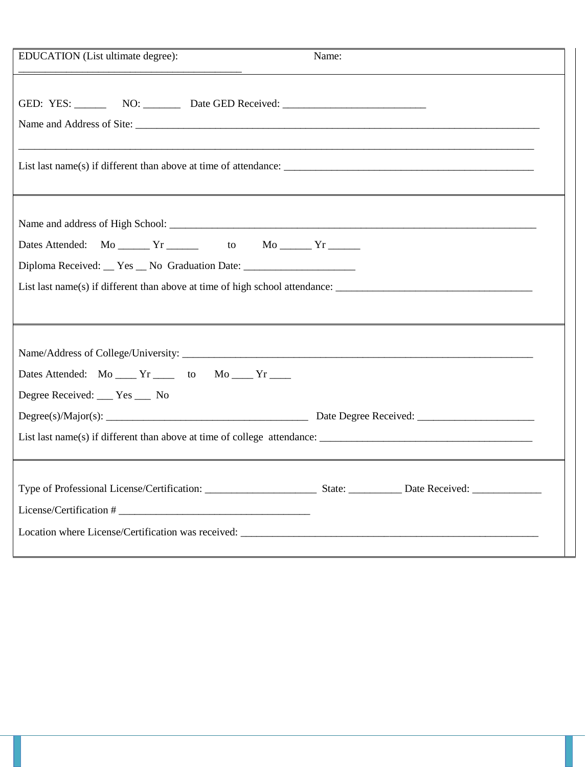EDUCATION (List ultimate degree): ____________________________________________ Name:

GED: YES: ______ NO: _______ Date GED Received: ___________________________

Name and Address of Site: ____________________________________________________________________________

______________________________________________________________________________________________________

List last name(s) if different than above at time of attendance: _______________________________________________

---

Name and address of High School: ______________________________________________________________________

Dates Attended: Mo ______ Yr ______ to Mo ______ Yr ______

Diploma Received: __ Yes __ No Graduation Date: _____________________

List last name(s) if different than above at time of high school attendance: _____________________________________

---

Name/Address of College/University: ____________________________________________________________________

Dates Attended: Mo ____ Yr ____ to Mo ____ Yr ____

Degree Received: ___ Yes ___ No

Degree(s)/Major(s): _______________________________________ Date Degree Received: ______________________

List last name(s) if different than above at time of college attendance: _________________________________________

---

Type of Professional License/Certification: _____________________ State: __________ Date Received: _____________

License/Certification # ____________________________________

Location where License/Certification was received: ___________________________________________________________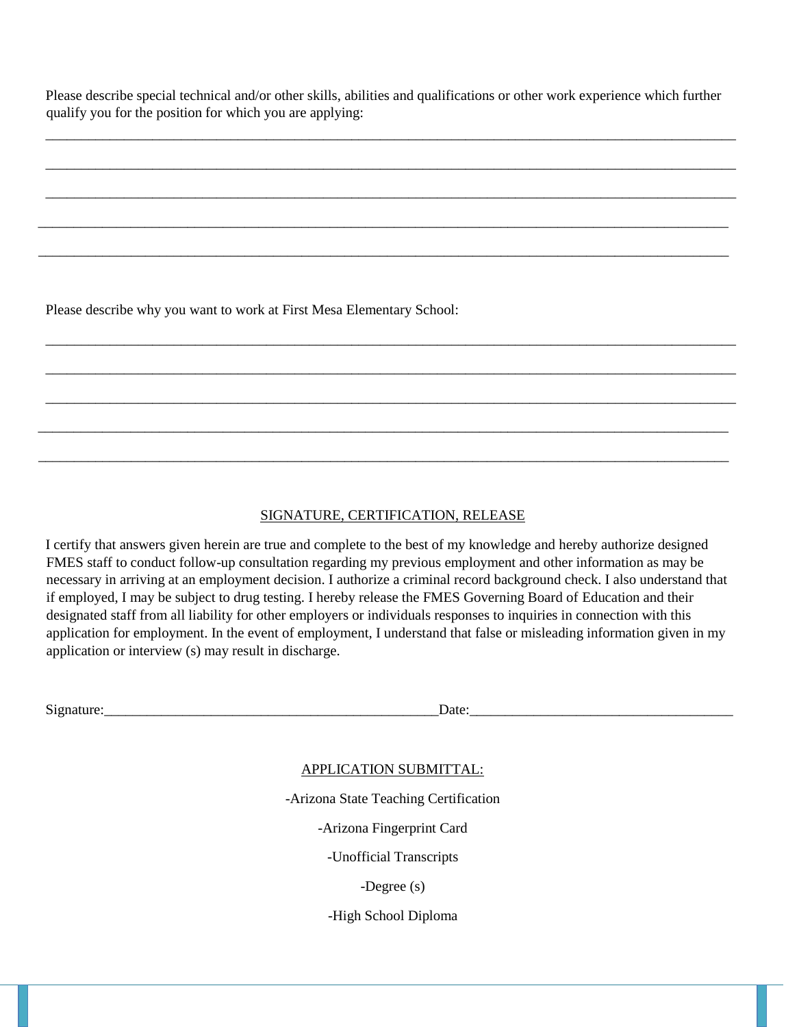Please describe special technical and/or other skills, abilities and qualifications or other work experience which further qualify you for the position for which you are applying:

_______________________________________________________________________________________________

_______________________________________________________________________________________________

_______________________________________________________________________________________________

_______________________________________________________________________________________________

_______________________________________________________________________________________________

Please describe why you want to work at First Mesa Elementary School:

_______________________________________________________________________________________________

_______________________________________________________________________________________________

_______________________________________________________________________________________________

_______________________________________________________________________________________________

_______________________________________________________________________________________________

## SIGNATURE, CERTIFICATION, RELEASE

I certify that answers given herein are true and complete to the best of my knowledge and hereby authorize designed FMES staff to conduct follow-up consultation regarding my previous employment and other information as may be necessary in arriving at an employment decision. I authorize a criminal record background check. I also understand that if employed, I may be subject to drug testing. I hereby release the FMES Governing Board of Education and their designated staff from all liability for other employers or individuals responses to inquiries in connection with this application for employment. In the event of employment, I understand that false or misleading information given in my application or interview (s) may result in discharge.

Signature:_______________________________________________Date:_____________________________________

## APPLICATION SUBMITTAL:

-Arizona State Teaching Certification

-Arizona Fingerprint Card

-Unofficial Transcripts

-Degree (s)

-High School Diploma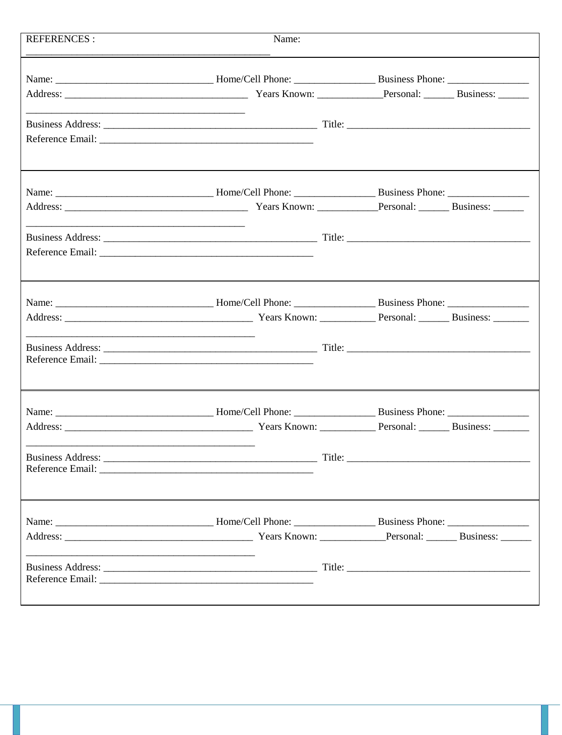REFERENCES : Name: _______________________________________________

Name: ______________________________ Home/Cell Phone: _______________ Business Phone: _______________
Address: ___________________________________ Years Known: ____________Personal: ______ Business: ______
__________________________________________
Business Address: _________________________________________ Title: ___________________________________
Reference Email: __________________________________________

---

Name: ______________________________ Home/Cell Phone: _______________ Business Phone: _______________
Address: ___________________________________ Years Known: ___________Personal: ______ Business: ______
__________________________________________
Business Address: _________________________________________ Title: ___________________________________
Reference Email: __________________________________________

---

Name: ______________________________ Home/Cell Phone: _______________ Business Phone: _______________
Address: ____________________________________ Years Known: __________ Personal: ______ Business: _______
____________________________________________
Business Address: _________________________________________ Title: ___________________________________
Reference Email: __________________________________________

---

Name: ______________________________ Home/Cell Phone: _______________ Business Phone: _______________
Address: ____________________________________ Years Known: __________ Personal: ______ Business: _______
____________________________________________
Business Address: _________________________________________ Title: ___________________________________
Reference Email: __________________________________________

---

Name: ______________________________ Home/Cell Phone: _______________ Business Phone: _______________
Address: ____________________________________ Years Known: ____________Personal: ______ Business: ______
____________________________________________
Business Address: _________________________________________ Title: ___________________________________
Reference Email: __________________________________________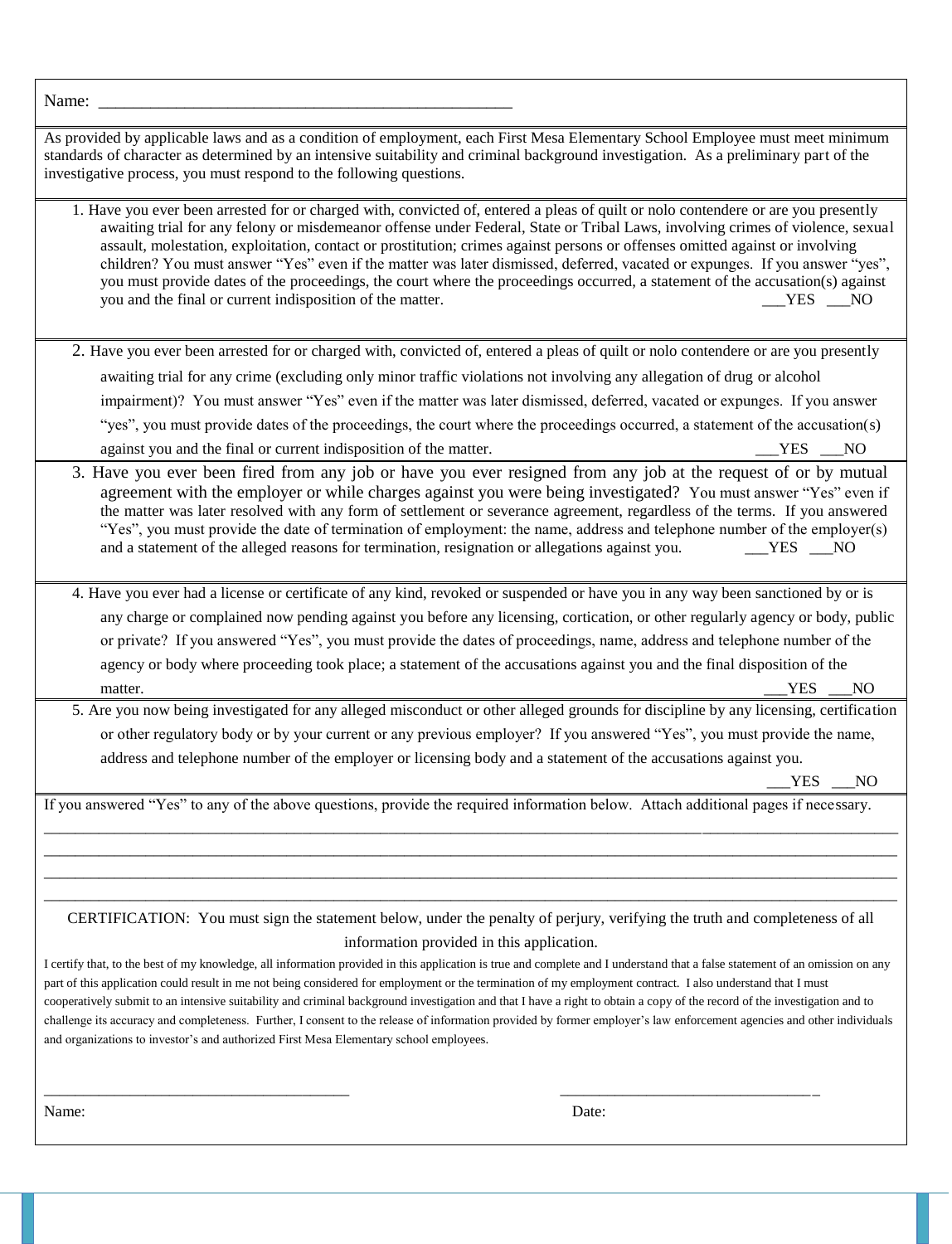Name: ___________________________________________________

As provided by applicable laws and as a condition of employment, each First Mesa Elementary School Employee must meet minimum standards of character as determined by an intensive suitability and criminal background investigation. As a preliminary part of the investigative process, you must respond to the following questions.

1. Have you ever been arrested for or charged with, convicted of, entered a pleas of quilt or nolo contendere or are you presently awaiting trial for any felony or misdemeanor offense under Federal, State or Tribal Laws, involving crimes of violence, sexual assault, molestation, exploitation, contact or prostitution; crimes against persons or offenses omitted against or involving children? You must answer "Yes" even if the matter was later dismissed, deferred, vacated or expunges. If you answer "yes", you must provide dates of the proceedings, the court where the proceedings occurred, a statement of the accusation(s) against you and the final or current indisposition of the matter. ___YES ___NO

2. Have you ever been arrested for or charged with, convicted of, entered a pleas of quilt or nolo contendere or are you presently awaiting trial for any crime (excluding only minor traffic violations not involving any allegation of drug or alcohol impairment)? You must answer "Yes" even if the matter was later dismissed, deferred, vacated or expunges. If you answer "yes", you must provide dates of the proceedings, the court where the proceedings occurred, a statement of the accusation(s) against you and the final or current indisposition of the matter. ___YES ___NO

3. Have you ever been fired from any job or have you ever resigned from any job at the request of or by mutual agreement with the employer or while charges against you were being investigated? You must answer "Yes" even if the matter was later resolved with any form of settlement or severance agreement, regardless of the terms. If you answered "Yes", you must provide the date of termination of employment: the name, address and telephone number of the employer(s) and a statement of the alleged reasons for termination, resignation or allegations against you. ___YES ___NO

4. Have you ever had a license or certificate of any kind, revoked or suspended or have you in any way been sanctioned by or is any charge or complained now pending against you before any licensing, cortication, or other regularly agency or body, public or private? If you answered "Yes", you must provide the dates of proceedings, name, address and telephone number of the agency or body where proceeding took place; a statement of the accusations against you and the final disposition of the matter. ___YES ___NO

5. Are you now being investigated for any alleged misconduct or other alleged grounds for discipline by any licensing, certification or other regulatory body or by your current or any previous employer? If you answered "Yes", you must provide the name, address and telephone number of the employer or licensing body and a statement of the accusations against you. ___YES ___NO

If you answered "Yes" to any of the above questions, provide the required information below. Attach additional pages if necessary.

________________________________________________________________________________________________

________________________________________________________________________________________________

________________________________________________________________________________________________

________________________________________________________________________________________________

CERTIFICATION: You must sign the statement below, under the penalty of perjury, verifying the truth and completeness of all information provided in this application.

I certify that, to the best of my knowledge, all information provided in this application is true and complete and I understand that a false statement of an omission on any part of this application could result in me not being considered for employment or the termination of my employment contract. I also understand that I must cooperatively submit to an intensive suitability and criminal background investigation and that I have a right to obtain a copy of the record of the investigation and to challenge its accuracy and completeness. Further, I consent to the release of information provided by former employer's law enforcement agencies and other individuals and organizations to investor's and authorized First Mesa Elementary school employees.

_______________________________________ _________________________________

Name: Date: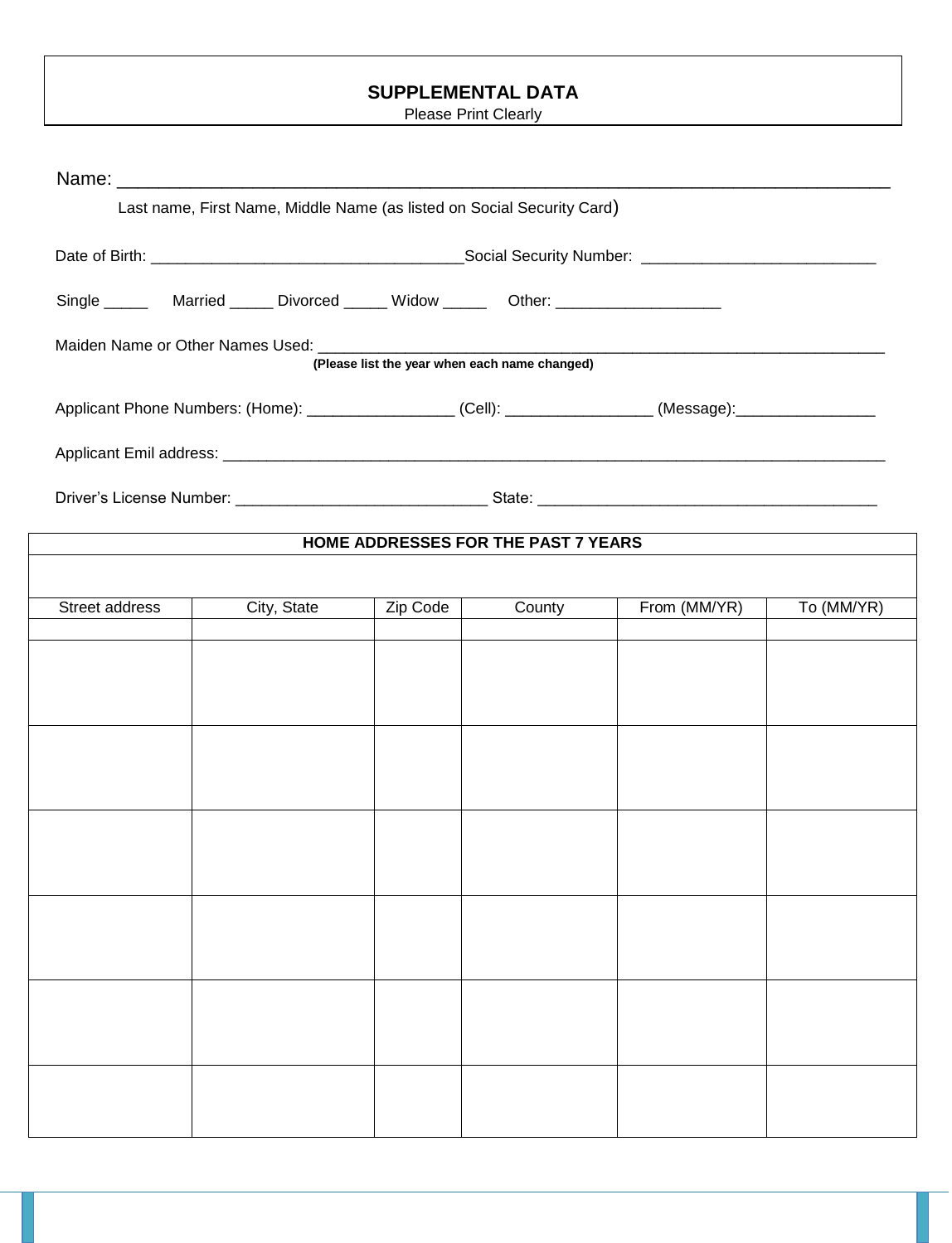## SUPPLEMENTAL DATA

Please Print Clearly

Name: ___________________________________________________________________

Last name, First Name, Middle Name (as listed on Social Security Card)

Date of Birth: ___________________________________Social Security Number: ___________________________

Single _____ Married _____ Divorced _____ Widow _____ Other: ___________________

Maiden Name or Other Names Used: ___________________________________________________________________

**(Please list the year when each name changed)**

Applicant Phone Numbers: (Home): _________________ (Cell): _________________ (Message):________________

Applicant Emil address: _____________________________________________________________________________

Driver's License Number: _____________________________ State: _______________________________________

| HOME ADDRESSES FOR THE PAST 7 YEARS | | | | | |
|---|---|---|---|---|---|
| | | | | | |
| Street address | City, State | Zip Code | County | From (MM/YR) | To (MM/YR) |
| | | | | | |
| | | | | | |
| | | | | | |
| | | | | | |
| | | | | | |
| | | | | | |
| | | | | | |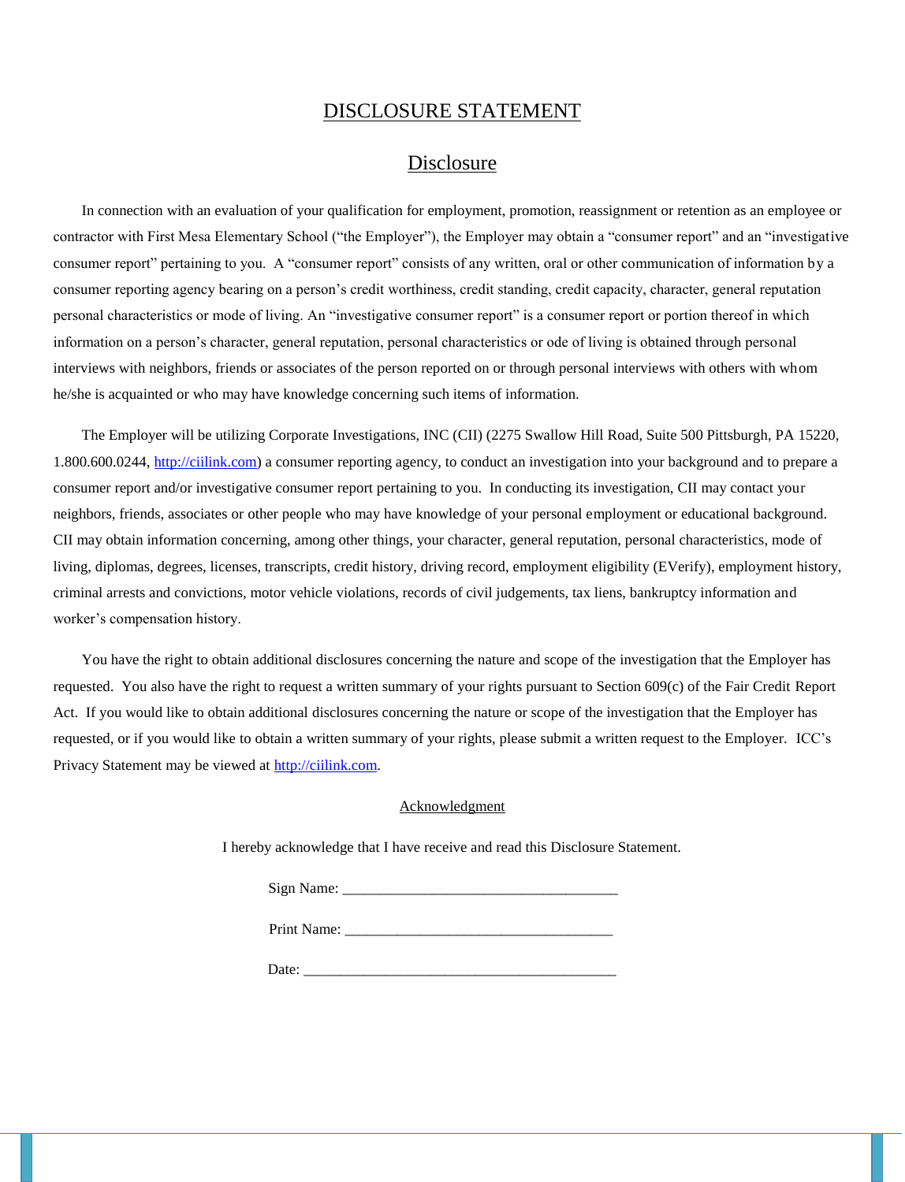# DISCLOSURE STATEMENT

## Disclosure

In connection with an evaluation of your qualification for employment, promotion, reassignment or retention as an employee or contractor with First Mesa Elementary School ("the Employer"), the Employer may obtain a "consumer report" and an "investigative consumer report" pertaining to you. A "consumer report" consists of any written, oral or other communication of information by a consumer reporting agency bearing on a person's credit worthiness, credit standing, credit capacity, character, general reputation personal characteristics or mode of living. An "investigative consumer report" is a consumer report or portion thereof in which information on a person's character, general reputation, personal characteristics or ode of living is obtained through personal interviews with neighbors, friends or associates of the person reported on or through personal interviews with others with whom he/she is acquainted or who may have knowledge concerning such items of information.

The Employer will be utilizing Corporate Investigations, INC (CII) (2275 Swallow Hill Road, Suite 500 Pittsburgh, PA 15220, 1.800.600.0244, http://ciilink.com) a consumer reporting agency, to conduct an investigation into your background and to prepare a consumer report and/or investigative consumer report pertaining to you. In conducting its investigation, CII may contact your neighbors, friends, associates or other people who may have knowledge of your personal employment or educational background. CII may obtain information concerning, among other things, your character, general reputation, personal characteristics, mode of living, diplomas, degrees, licenses, transcripts, credit history, driving record, employment eligibility (EVerify), employment history, criminal arrests and convictions, motor vehicle violations, records of civil judgements, tax liens, bankruptcy information and worker's compensation history.

You have the right to obtain additional disclosures concerning the nature and scope of the investigation that the Employer has requested. You also have the right to request a written summary of your rights pursuant to Section 609(c) of the Fair Credit Report Act. If you would like to obtain additional disclosures concerning the nature or scope of the investigation that the Employer has requested, or if you would like to obtain a written summary of your rights, please submit a written request to the Employer. ICC's Privacy Statement may be viewed at http://ciilink.com.

### Acknowledgment

I hereby acknowledge that I have receive and read this Disclosure Statement.

Sign Name: ____________________________________

Print Name: ___________________________________

Date: ________________________________________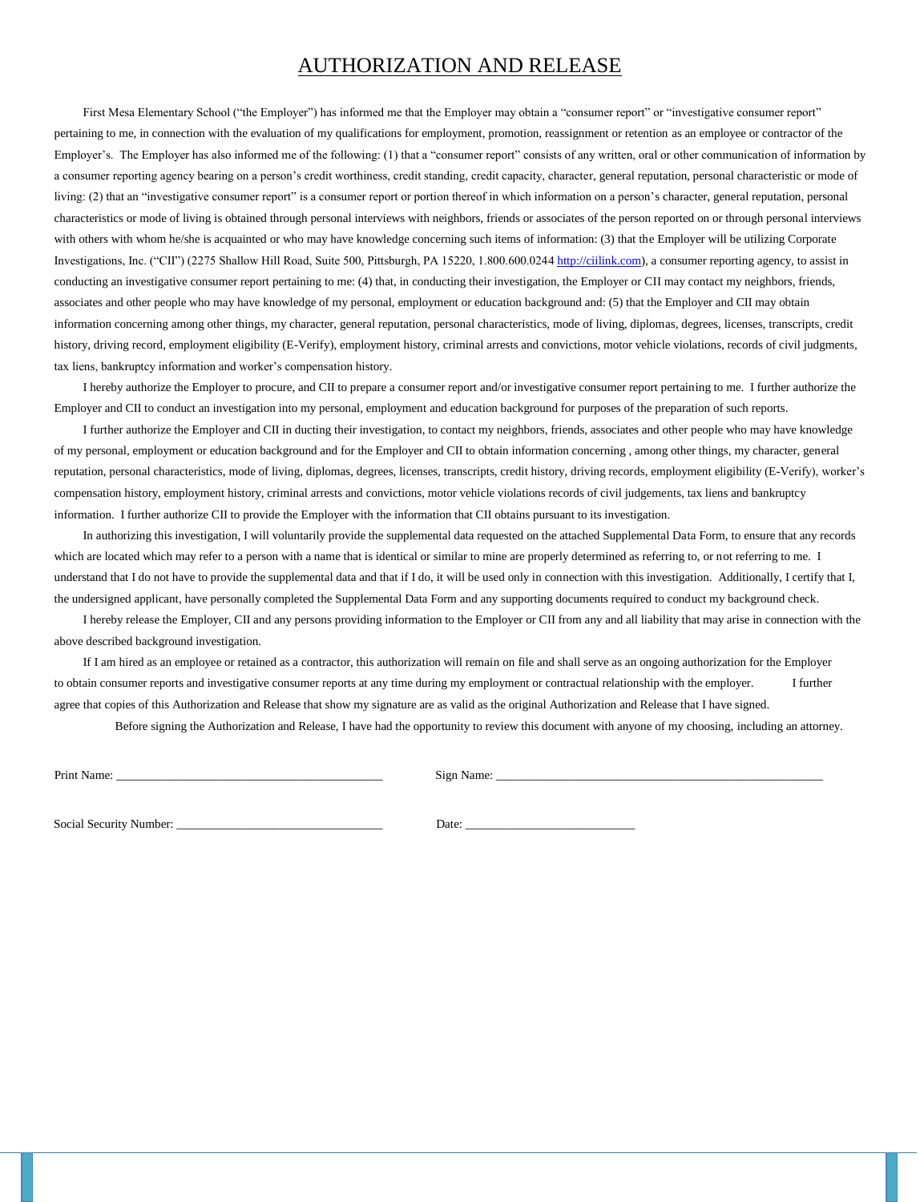# AUTHORIZATION AND RELEASE

First Mesa Elementary School ("the Employer") has informed me that the Employer may obtain a "consumer report" or "investigative consumer report" pertaining to me, in connection with the evaluation of my qualifications for employment, promotion, reassignment or retention as an employee or contractor of the Employer's. The Employer has also informed me of the following: (1) that a "consumer report" consists of any written, oral or other communication of information by a consumer reporting agency bearing on a person's credit worthiness, credit standing, credit capacity, character, general reputation, personal characteristic or mode of living: (2) that an "investigative consumer report" is a consumer report or portion thereof in which information on a person's character, general reputation, personal characteristics or mode of living is obtained through personal interviews with neighbors, friends or associates of the person reported on or through personal interviews with others with whom he/she is acquainted or who may have knowledge concerning such items of information: (3) that the Employer will be utilizing Corporate Investigations, Inc. ("CII") (2275 Shallow Hill Road, Suite 500, Pittsburgh, PA 15220, 1.800.600.0244 http://ciilink.com), a consumer reporting agency, to assist in conducting an investigative consumer report pertaining to me: (4) that, in conducting their investigation, the Employer or CII may contact my neighbors, friends, associates and other people who may have knowledge of my personal, employment or education background and: (5) that the Employer and CII may obtain information concerning among other things, my character, general reputation, personal characteristics, mode of living, diplomas, degrees, licenses, transcripts, credit history, driving record, employment eligibility (E-Verify), employment history, criminal arrests and convictions, motor vehicle violations, records of civil judgments, tax liens, bankruptcy information and worker's compensation history.

I hereby authorize the Employer to procure, and CII to prepare a consumer report and/or investigative consumer report pertaining to me. I further authorize the Employer and CII to conduct an investigation into my personal, employment and education background for purposes of the preparation of such reports.

I further authorize the Employer and CII in ducting their investigation, to contact my neighbors, friends, associates and other people who may have knowledge of my personal, employment or education background and for the Employer and CII to obtain information concerning , among other things, my character, general reputation, personal characteristics, mode of living, diplomas, degrees, licenses, transcripts, credit history, driving records, employment eligibility (E-Verify), worker's compensation history, employment history, criminal arrests and convictions, motor vehicle violations records of civil judgements, tax liens and bankruptcy information. I further authorize CII to provide the Employer with the information that CII obtains pursuant to its investigation.

In authorizing this investigation, I will voluntarily provide the supplemental data requested on the attached Supplemental Data Form, to ensure that any records which are located which may refer to a person with a name that is identical or similar to mine are properly determined as referring to, or not referring to me. I understand that I do not have to provide the supplemental data and that if I do, it will be used only in connection with this investigation. Additionally, I certify that I, the undersigned applicant, have personally completed the Supplemental Data Form and any supporting documents required to conduct my background check.

I hereby release the Employer, CII and any persons providing information to the Employer or CII from any and all liability that may arise in connection with the above described background investigation.

If I am hired as an employee or retained as a contractor, this authorization will remain on file and shall serve as an ongoing authorization for the Employer to obtain consumer reports and investigative consumer reports at any time during my employment or contractual relationship with the employer. I further agree that copies of this Authorization and Release that show my signature are as valid as the original Authorization and Release that I have signed.

Before signing the Authorization and Release, I have had the opportunity to review this document with anyone of my choosing, including an attorney.

Print Name: ___________________________________________ Sign Name: _____________________________________________________

Social Security Number: __________________________________ Date: ___________________________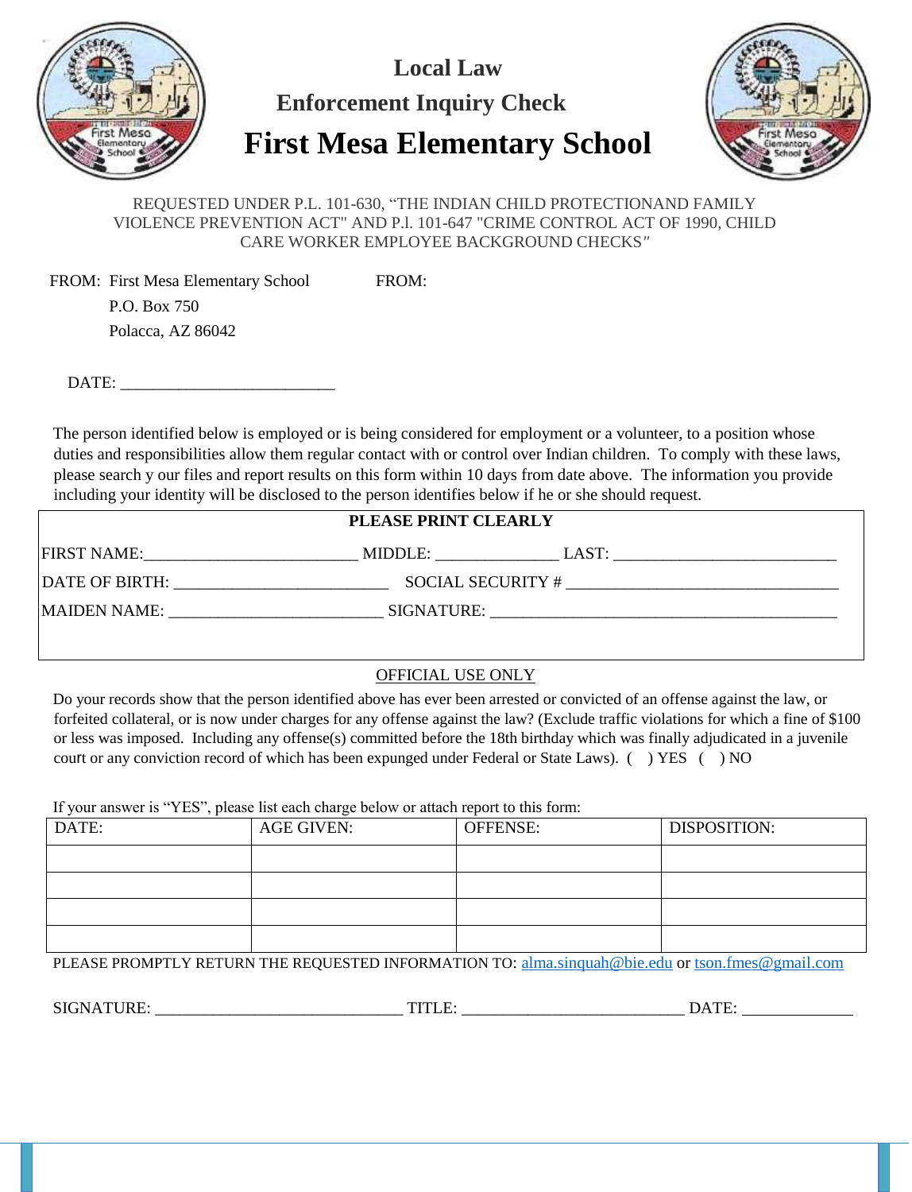# Local Law Enforcement Inquiry Check

# First Mesa Elementary School

REQUESTED UNDER P.L. 101-630, "THE INDIAN CHILD PROTECTIONAND FAMILY VIOLENCE PREVENTION ACT" AND P.l. 101-647 "CRIME CONTROL ACT OF 1990, CHILD CARE WORKER EMPLOYEE BACKGROUND CHECKS"

FROM: First Mesa Elementary School
P.O. Box 750
Polacca, AZ 86042

FROM:

DATE: ___________________________

The person identified below is employed or is being considered for employment or a volunteer, to a position whose duties and responsibilities allow them regular contact with or control over Indian children. To comply with these laws, please search y our files and report results on this form within 10 days from date above. The information you provide including your identity will be disclosed to the person identifies below if he or she should request.

**PLEASE PRINT CLEARLY**

FIRST NAME:___________________________ MIDDLE: _______________ LAST: _____________________________

DATE OF BIRTH: ___________________________ SOCIAL SECURITY # ___________________________________

MAIDEN NAME: ___________________________ SIGNATURE: _____________________________________________

OFFICIAL USE ONLY

Do your records show that the person identified above has ever been arrested or convicted of an offense against the law, or forfeited collateral, or is now under charges for any offense against the law? (Exclude traffic violations for which a fine of $100 or less was imposed. Including any offense(s) committed before the 18th birthday which was finally adjudicated in a juvenile court or any conviction record of which has been expunged under Federal or State Laws). ( ) YES ( ) NO

If your answer is "YES", please list each charge below or attach report to this form:

| DATE: | AGE GIVEN: | OFFENSE: | DISPOSITION: |
|---|---|---|---|
| | | | |
| | | | |
| | | | |
| | | | |

PLEASE PROMPTLY RETURN THE REQUESTED INFORMATION TO: alma.sinquah@bie.edu or tson.fmes@gmail.com

SIGNATURE: ________________________________ TITLE: _____________________________ DATE: ______________